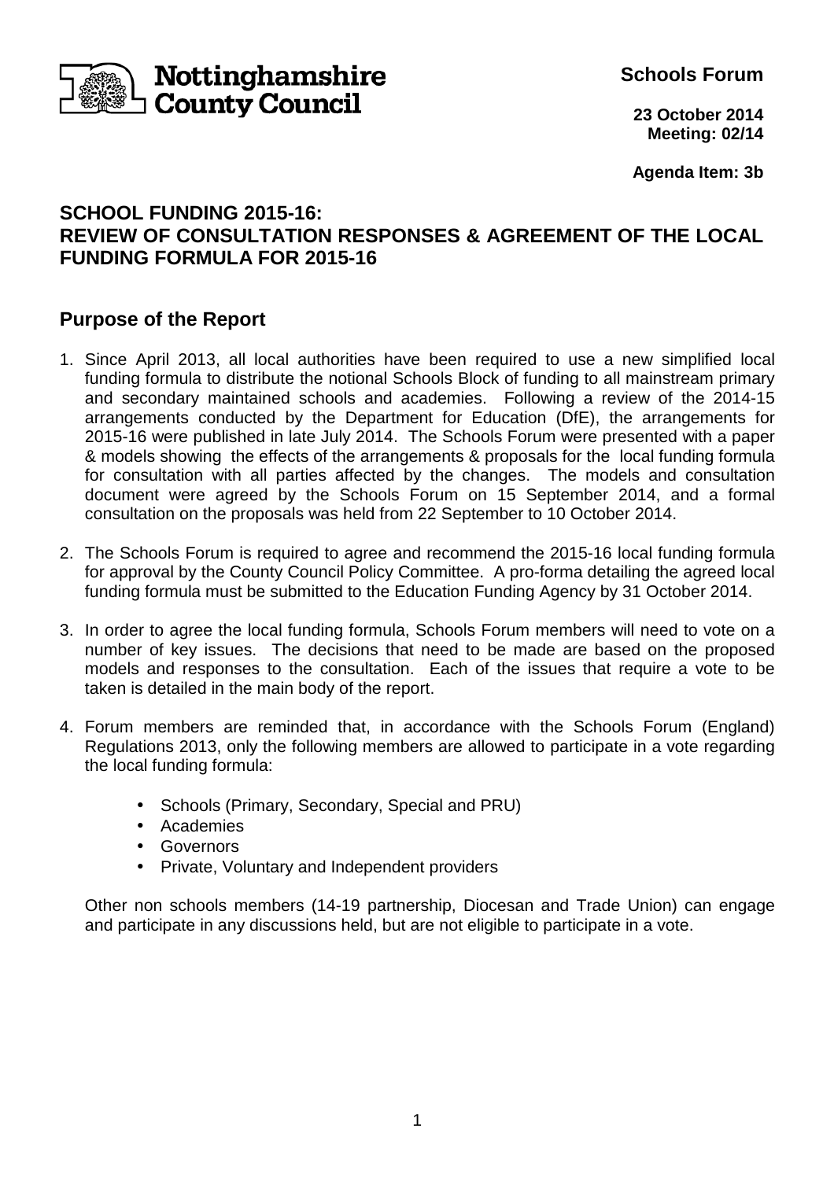Nottinghamshire County Council

**Schools Forum**

**23 October 2014**
**Meeting: 02/14**

**Agenda Item: 3b**

## SCHOOL FUNDING 2015-16:
## REVIEW OF CONSULTATION RESPONSES & AGREEMENT OF THE LOCAL FUNDING FORMULA FOR 2015-16

## Purpose of the Report

1. Since April 2013, all local authorities have been required to use a new simplified local funding formula to distribute the notional Schools Block of funding to all mainstream primary and secondary maintained schools and academies. Following a review of the 2014-15 arrangements conducted by the Department for Education (DfE), the arrangements for 2015-16 were published in late July 2014. The Schools Forum were presented with a paper & models showing the effects of the arrangements & proposals for the local funding formula for consultation with all parties affected by the changes. The models and consultation document were agreed by the Schools Forum on 15 September 2014, and a formal consultation on the proposals was held from 22 September to 10 October 2014.

2. The Schools Forum is required to agree and recommend the 2015-16 local funding formula for approval by the County Council Policy Committee. A pro-forma detailing the agreed local funding formula must be submitted to the Education Funding Agency by 31 October 2014.

3. In order to agree the local funding formula, Schools Forum members will need to vote on a number of key issues. The decisions that need to be made are based on the proposed models and responses to the consultation. Each of the issues that require a vote to be taken is detailed in the main body of the report.

4. Forum members are reminded that, in accordance with the Schools Forum (England) Regulations 2013, only the following members are allowed to participate in a vote regarding the local funding formula:

    - Schools (Primary, Secondary, Special and PRU)
    - Academies
    - Governors
    - Private, Voluntary and Independent providers

    Other non schools members (14-19 partnership, Diocesan and Trade Union) can engage and participate in any discussions held, but are not eligible to participate in a vote.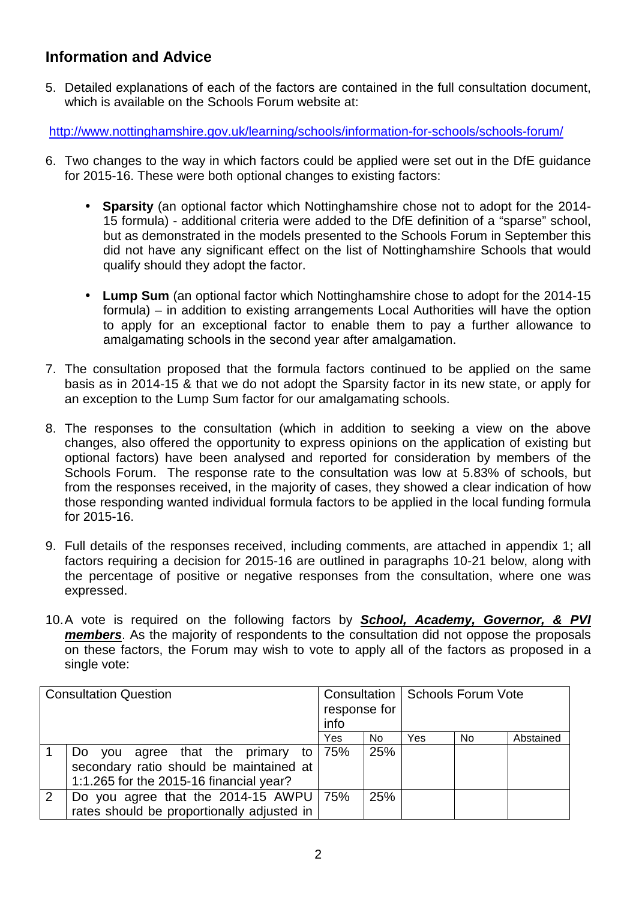## Information and Advice

5. Detailed explanations of each of the factors are contained in the full consultation document, which is available on the Schools Forum website at:

http://www.nottinghamshire.gov.uk/learning/schools/information-for-schools/schools-forum/

6. Two changes to the way in which factors could be applied were set out in the DfE guidance for 2015-16. These were both optional changes to existing factors:

   - **Sparsity** (an optional factor which Nottinghamshire chose not to adopt for the 2014-15 formula) - additional criteria were added to the DfE definition of a "sparse" school, but as demonstrated in the models presented to the Schools Forum in September this did not have any significant effect on the list of Nottinghamshire Schools that would qualify should they adopt the factor.

   - **Lump Sum** (an optional factor which Nottinghamshire chose to adopt for the 2014-15 formula) – in addition to existing arrangements Local Authorities will have the option to apply for an exceptional factor to enable them to pay a further allowance to amalgamating schools in the second year after amalgamation.

7. The consultation proposed that the formula factors continued to be applied on the same basis as in 2014-15 & that we do not adopt the Sparsity factor in its new state, or apply for an exception to the Lump Sum factor for our amalgamating schools.

8. The responses to the consultation (which in addition to seeking a view on the above changes, also offered the opportunity to express opinions on the application of existing but optional factors) have been analysed and reported for consideration by members of the Schools Forum. The response rate to the consultation was low at 5.83% of schools, but from the responses received, in the majority of cases, they showed a clear indication of how those responding wanted individual formula factors to be applied in the local funding formula for 2015-16.

9. Full details of the responses received, including comments, are attached in appendix 1; all factors requiring a decision for 2015-16 are outlined in paragraphs 10-21 below, along with the percentage of positive or negative responses from the consultation, where one was expressed.

10. A vote is required on the following factors by ***<u>School, Academy, Governor, & PVI members</u>***. As the majority of respondents to the consultation did not oppose the proposals on these factors, the Forum may wish to vote to apply all of the factors as proposed in a single vote:

| Consultation Question | | Consultation response for info | | Schools Forum Vote | | |
|---|---|---|---|---|---|---|
| | | Yes | No | Yes | No | Abstained |
| 1 | Do you agree that the primary to secondary ratio should be maintained at 1:1.265 for the 2015-16 financial year? | 75% | 25% | | | |
| 2 | Do you agree that the 2014-15 AWPU rates should be proportionally adjusted in | 75% | 25% | | | |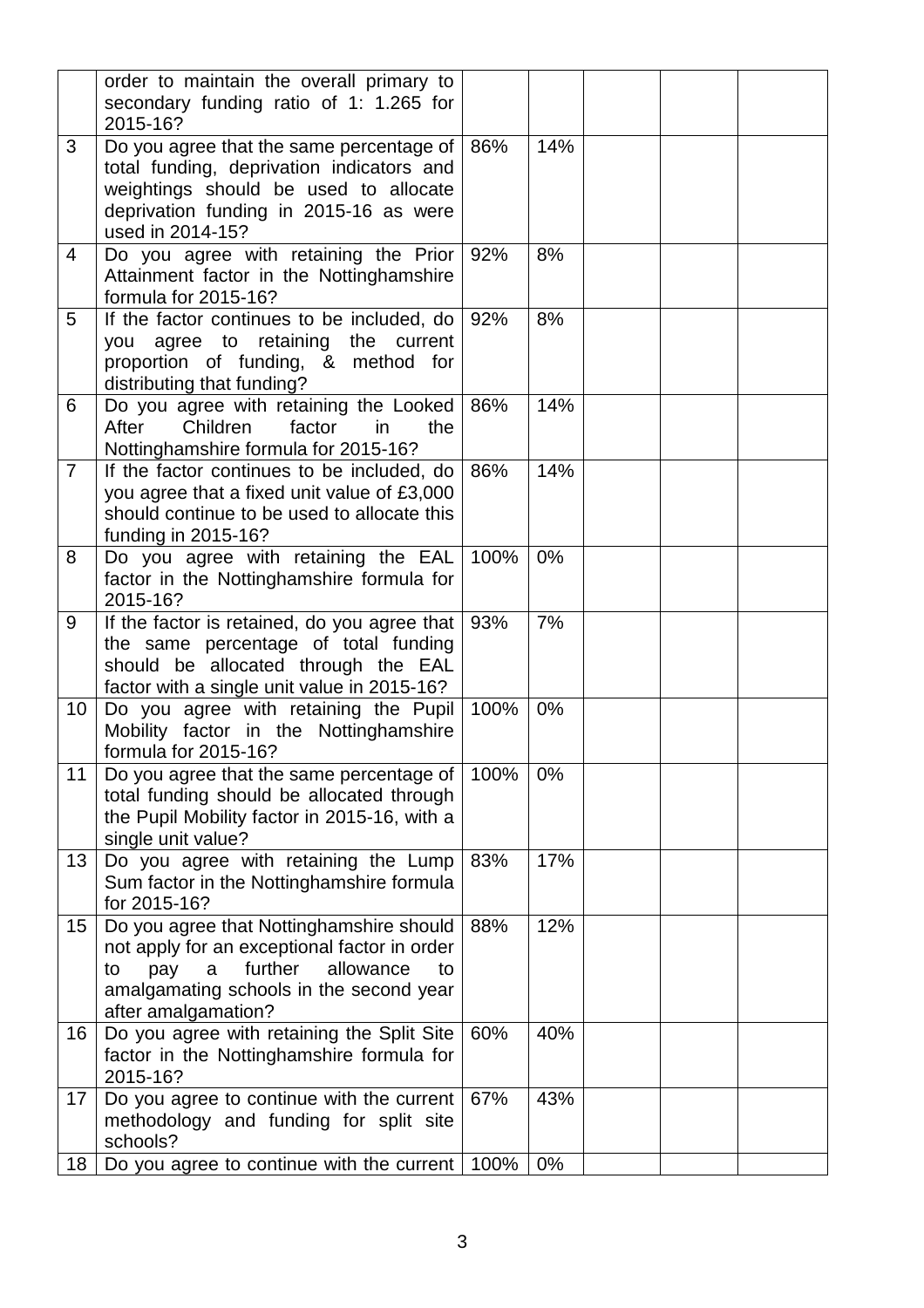| | | | | | | |
|---|---|---|---|---|---|---|
| | order to maintain the overall primary to secondary funding ratio of 1: 1.265 for 2015-16? | | | | | |
| 3 | Do you agree that the same percentage of total funding, deprivation indicators and weightings should be used to allocate deprivation funding in 2015-16 as were used in 2014-15? | 86% | 14% | | | |
| 4 | Do you agree with retaining the Prior Attainment factor in the Nottinghamshire formula for 2015-16? | 92% | 8% | | | |
| 5 | If the factor continues to be included, do you agree to retaining the current proportion of funding, & method for distributing that funding? | 92% | 8% | | | |
| 6 | Do you agree with retaining the Looked After Children factor in the Nottinghamshire formula for 2015-16? | 86% | 14% | | | |
| 7 | If the factor continues to be included, do you agree that a fixed unit value of £3,000 should continue to be used to allocate this funding in 2015-16? | 86% | 14% | | | |
| 8 | Do you agree with retaining the EAL factor in the Nottinghamshire formula for 2015-16? | 100% | 0% | | | |
| 9 | If the factor is retained, do you agree that the same percentage of total funding should be allocated through the EAL factor with a single unit value in 2015-16? | 93% | 7% | | | |
| 10 | Do you agree with retaining the Pupil Mobility factor in the Nottinghamshire formula for 2015-16? | 100% | 0% | | | |
| 11 | Do you agree that the same percentage of total funding should be allocated through the Pupil Mobility factor in 2015-16, with a single unit value? | 100% | 0% | | | |
| 13 | Do you agree with retaining the Lump Sum factor in the Nottinghamshire formula for 2015-16? | 83% | 17% | | | |
| 15 | Do you agree that Nottinghamshire should not apply for an exceptional factor in order to pay a further allowance to amalgamating schools in the second year after amalgamation? | 88% | 12% | | | |
| 16 | Do you agree with retaining the Split Site factor in the Nottinghamshire formula for 2015-16? | 60% | 40% | | | |
| 17 | Do you agree to continue with the current methodology and funding for split site schools? | 67% | 43% | | | |
| 18 | Do you agree to continue with the current | 100% | 0% | | | |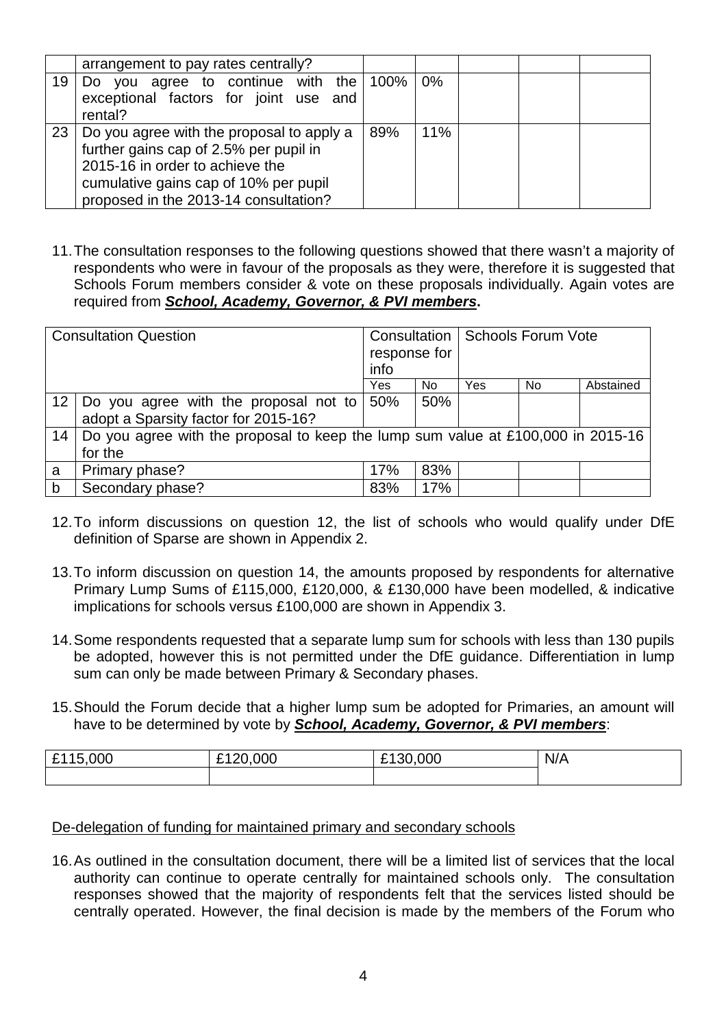| | | | | | | |
|---|---|---|---|---|---|---|
| | arrangement to pay rates centrally? | | | | | |
| 19 | Do you agree to continue with the exceptional factors for joint use and rental? | 100% | 0% | | | |
| 23 | Do you agree with the proposal to apply a further gains cap of 2.5% per pupil in 2015-16 in order to achieve the cumulative gains cap of 10% per pupil proposed in the 2013-14 consultation? | 89% | 11% | | | |

11. The consultation responses to the following questions showed that there wasn't a majority of respondents who were in favour of the proposals as they were, therefore it is suggested that Schools Forum members consider & vote on these proposals individually. Again votes are required from ***School, Academy, Governor, & PVI members***.

| Consultation Question | | Consultation response for info | | Schools Forum Vote | | |
|---|---|---|---|---|---|---|
| | | Yes | No | Yes | No | Abstained |
| 12 | Do you agree with the proposal not to adopt a Sparsity factor for 2015-16? | 50% | 50% | | | |
| 14 | Do you agree with the proposal to keep the lump sum value at £100,000 in 2015-16 for the | | | | | |
| a | Primary phase? | 17% | 83% | | | |
| b | Secondary phase? | 83% | 17% | | | |

12. To inform discussions on question 12, the list of schools who would qualify under DfE definition of Sparse are shown in Appendix 2.

13. To inform discussion on question 14, the amounts proposed by respondents for alternative Primary Lump Sums of £115,000, £120,000, & £130,000 have been modelled, & indicative implications for schools versus £100,000 are shown in Appendix 3.

14. Some respondents requested that a separate lump sum for schools with less than 130 pupils be adopted, however this is not permitted under the DfE guidance. Differentiation in lump sum can only be made between Primary & Secondary phases.

15. Should the Forum decide that a higher lump sum be adopted for Primaries, an amount will have to be determined by vote by ***School, Academy, Governor, & PVI members***:

| £115,000 | £120,000 | £130,000 | N/A |
|---|---|---|---|
| | | | |

De-delegation of funding for maintained primary and secondary schools

16. As outlined in the consultation document, there will be a limited list of services that the local authority can continue to operate centrally for maintained schools only. The consultation responses showed that the majority of respondents felt that the services listed should be centrally operated. However, the final decision is made by the members of the Forum who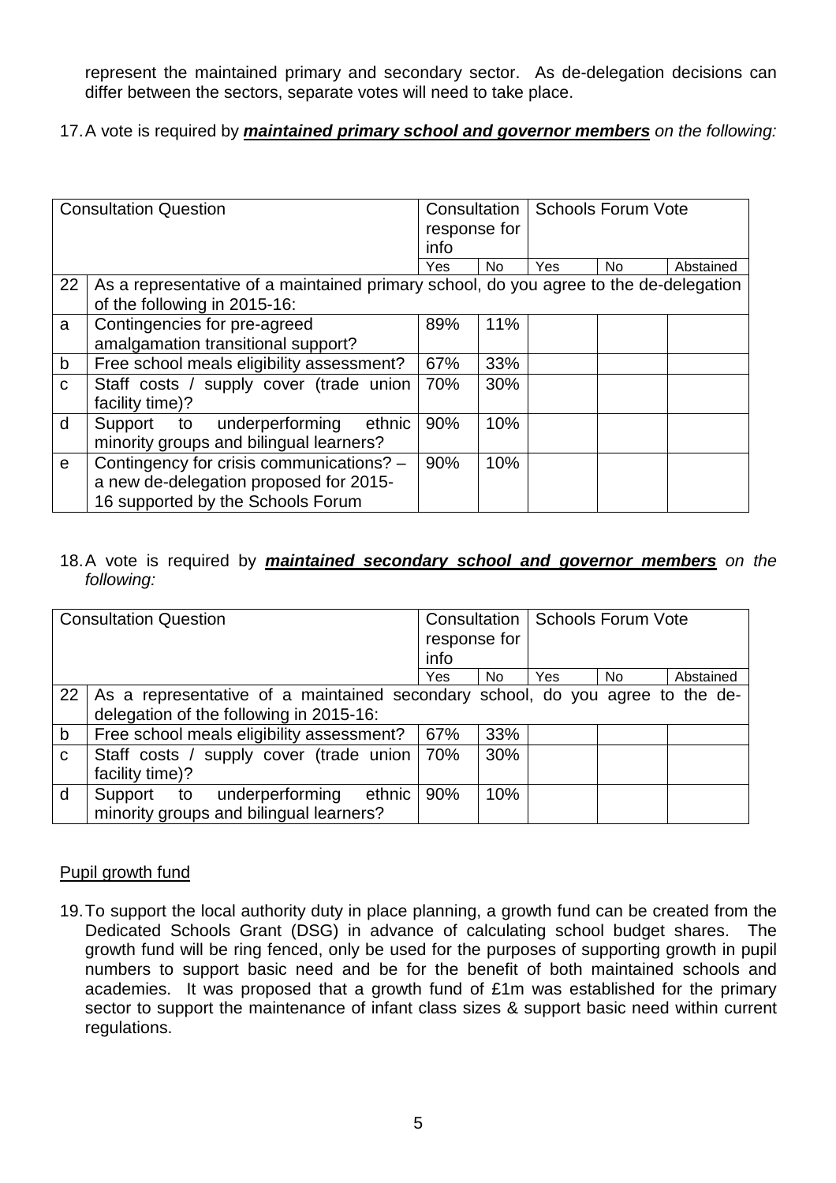represent the maintained primary and secondary sector. As de-delegation decisions can differ between the sectors, separate votes will need to take place.

17. A vote is required by ***maintained primary school and governor members*** *on the following:*

| Consultation Question | | Consultation response for info | | Schools Forum Vote | | |
|---|---|---|---|---|---|---|
| | | Yes | No | Yes | No | Abstained |
| 22 | As a representative of a maintained primary school, do you agree to the de-delegation of the following in 2015-16: | | | | | |
| a | Contingencies for pre-agreed amalgamation transitional support? | 89% | 11% | | | |
| b | Free school meals eligibility assessment? | 67% | 33% | | | |
| c | Staff costs / supply cover (trade union facility time)? | 70% | 30% | | | |
| d | Support to underperforming ethnic minority groups and bilingual learners? | 90% | 10% | | | |
| e | Contingency for crisis communications? – a new de-delegation proposed for 2015-16 supported by the Schools Forum | 90% | 10% | | | |

18. A vote is required by ***maintained secondary school and governor members*** *on the following:*

| Consultation Question | | Consultation response for info | | Schools Forum Vote | | |
|---|---|---|---|---|---|---|
| | | Yes | No | Yes | No | Abstained |
| 22 | As a representative of a maintained secondary school, do you agree to the de-delegation of the following in 2015-16: | | | | | |
| b | Free school meals eligibility assessment? | 67% | 33% | | | |
| c | Staff costs / supply cover (trade union facility time)? | 70% | 30% | | | |
| d | Support to underperforming ethnic minority groups and bilingual learners? | 90% | 10% | | | |

Pupil growth fund

19. To support the local authority duty in place planning, a growth fund can be created from the Dedicated Schools Grant (DSG) in advance of calculating school budget shares. The growth fund will be ring fenced, only be used for the purposes of supporting growth in pupil numbers to support basic need and be for the benefit of both maintained schools and academies. It was proposed that a growth fund of £1m was established for the primary sector to support the maintenance of infant class sizes & support basic need within current regulations.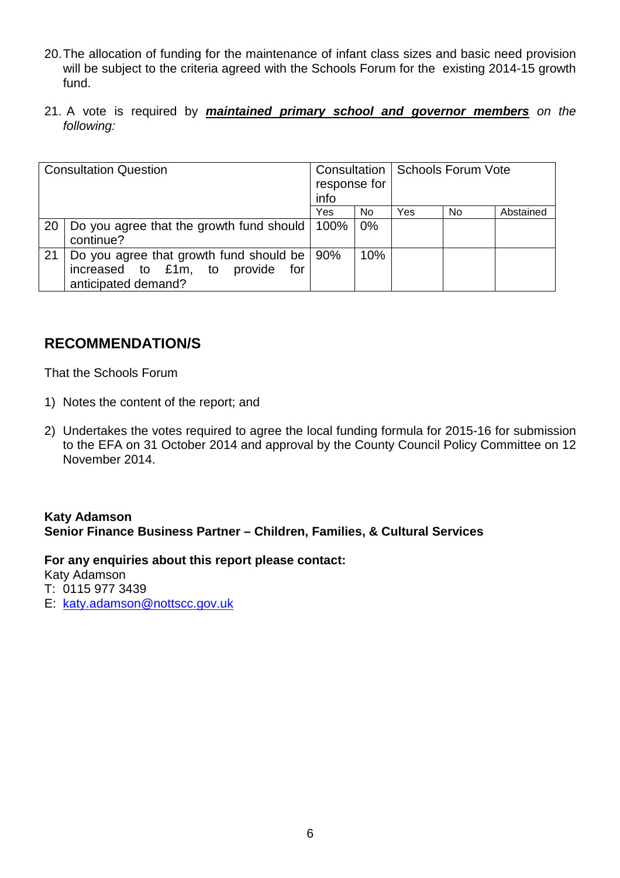20. The allocation of funding for the maintenance of infant class sizes and basic need provision will be subject to the criteria agreed with the Schools Forum for the existing 2014-15 growth fund.

21. A vote is required by ***maintained primary school and governor members*** *on the following:*

| Consultation Question | | Consultation response for info | | Schools Forum Vote | | |
|---|---|---|---|---|---|---|
| | | Yes | No | Yes | No | Abstained |
| 20 | Do you agree that the growth fund should continue? | 100% | 0% | | | |
| 21 | Do you agree that growth fund should be increased to £1m, to provide for anticipated demand? | 90% | 10% | | | |

## RECOMMENDATION/S

That the Schools Forum

1) Notes the content of the report; and

2) Undertakes the votes required to agree the local funding formula for 2015-16 for submission to the EFA on 31 October 2014 and approval by the County Council Policy Committee on 12 November 2014.

**Katy Adamson**
**Senior Finance Business Partner – Children, Families, & Cultural Services**

**For any enquiries about this report please contact:**
Katy Adamson
T: 0115 977 3439
E: katy.adamson@nottscc.gov.uk